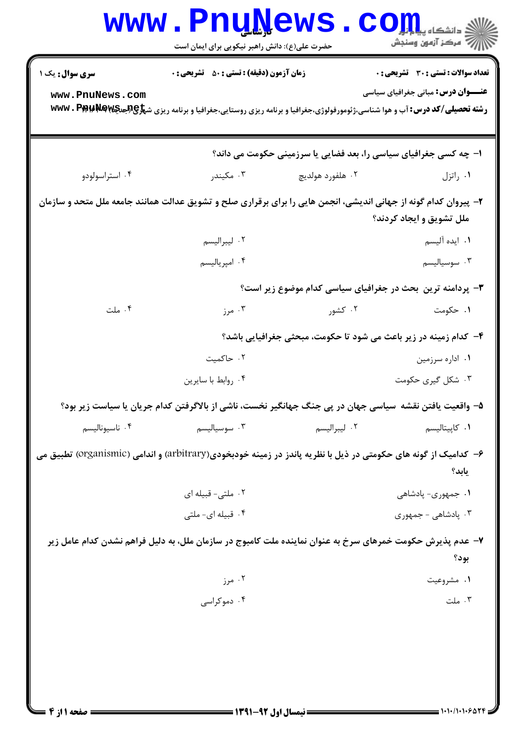کارشناسی

حضرت علی(ع): دانش راهبر نیکویی برای ایمان است

دانشگاه پیام نور
مرکز آزمون وسنجش

**سری سوال:** یک ۱

**زمان آزمون (دقیقه) : تستی : ۵۰ تشریحی : ۰**

**تعداد سوالات : تستی : ۳۰ تشریحی : ۰**

**عنـــوان درس:** مبانی جغرافیای سیاسی

**رشته تحصیلی/کد درس:** آب و هوا شناسی،ژئومورفولوژی،جغرافیا و برنامه ریزی روستایی،جغرافیا و برنامه ریزی شهری (جدید) ۱۲۱۶۱۶۲

**۱- چه کسی جغرافیای سیاسی را، بعد فضایی یا سرزمینی حکومت می داند؟**

۱. راتزل
۲. هلفورد هولدیچ
۳. مکیندر
۴. استراسولودو

**۲- پیروان کدام گونه از جهانی اندیشی، انجمن هایی را برای برقراری صلح و تشویق عدالت همانند جامعه ملل متحد و سازمان ملل تشویق و ایجاد کردند؟**

۱. ایده آلیسم
۲. لیبرالیسم
۳. سوسیالیسم
۴. امپریالیسم

**۳- پردامنه ترین بحث در جغرافیای سیاسی کدام موضوع زیر است؟**

۱. حکومت
۲. کشور
۳. مرز
۴. ملت

**۴- کدام زمینه در زیر باعث می شود تا حکومت، مبحثی جغرافیایی باشد؟**

۱. اداره سرزمین
۲. حاکمیت
۳. شکل گیری حکومت
۴. روابط با سایرین

**۵- واقعیت یافتن نقشه سیاسی جهان در پی جنگ جهانگیر نخست، ناشی از بالاگرفتن کدام جریان یا سیاست زیر بود؟**

۱. کاپیتالیسم
۲. لیبرالیسم
۳. سوسیالیسم
۴. ناسیونالیسم

**۶- کدامیک از گونه های حکومتی در ذیل با نظریه پاندز در زمینه خودبخودی(arbitrary) و اندامی (organismic) تطبیق می یابد؟**

۱. جمهوری- پادشاهی
۲. ملتی- قبیله ای
۳. پادشاهی - جمهوری
۴. قبیله ای- ملتی

**۷- عدم پذیرش حکومت خمرهای سرخ به عنوان نماینده ملت کامبوج در سازمان ملل، به دلیل فراهم نشدن کدام عامل زیر بود؟**

۱. مشروعیت
۲. مرز
۳. ملت
۴. دموکراسی

نیمسال اول ۹۲-۱۳۹۱

۱۰۱۰/۱۰۱۰۶۵۲۴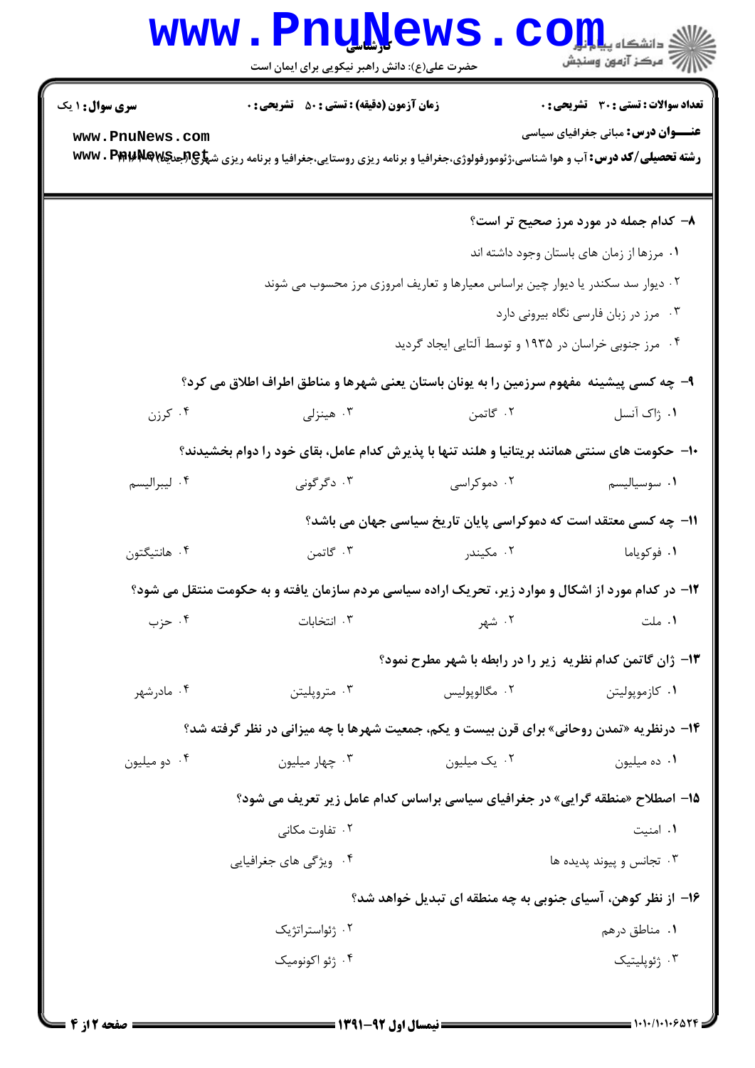۸- کدام جمله در مورد مرز صحیح تر است؟

۱. مرزها از زمان های باستان وجود داشته اند

۲. دیوار سد سکندر یا دیوار چین براساس معیارها و تعاریف امروزی مرز محسوب می شوند

۳. مرز در زبان فارسی نگاه بیرونی دارد

۴. مرز جنوبی خراسان در ۱۹۳۵ و توسط آلتایی ایجاد گردید

۹- چه کسی پیشینه مفهوم سرزمین را به یونان باستان یعنی شهرها و مناطق اطراف اطلاق می کرد؟

۱. ژاک آنسل　　۲. گاتمن　　۳. هینزلی　　۴. کرزن

۱۰- حکومت های سنتی همانند بریتانیا و هلند تنها با پذیرش کدام عامل، بقای خود را دوام بخشیدند؟

۱. سوسیالیسم　　۲. دموکراسی　　۳. دگرگونی　　۴. لیبرالیسم

۱۱- چه کسی معتقد است که دموکراسی پایان تاریخ سیاسی جهان می باشد؟

۱. فوکویاما　　۲. مکیندر　　۳. گاتمن　　۴. هانتیگتون

۱۲- در کدام مورد از اشکال و موارد زیر، تحریک اراده سیاسی مردم سازمان یافته و به حکومت منتقل می شود؟

۱. ملت　　۲. شهر　　۳. انتخابات　　۴. حزب

۱۳- ژان گاتمن کدام نظریه زیر را در رابطه با شهر مطرح نمود؟

۱. کازموپولیتن　　۲. مگالوپولیس　　۳. متروپلیتن　　۴. مادرشهر

۱۴- درنظریه «تمدن روحانی» برای قرن بیست و یکم، جمعیت شهرها با چه میزانی در نظر گرفته شد؟

۱. ده میلیون　　۲. یک میلیون　　۳. چهار میلیون　　۴. دو میلیون

۱۵- اصطلاح «منطقه گرایی» در جغرافیای سیاسی براساس کدام عامل زیر تعریف می شود؟

۱. امنیت　　۲. تفاوت مکانی　　۳. تجانس و پیوند پدیده ها　　۴. ویژگی های جغرافیایی

۱۶- از نظر کوهن، آسیای جنوبی به چه منطقه ای تبدیل خواهد شد؟

۱. مناطق درهم　　۲. ژئواستراتژیک　　۳. ژئوپلیتیک　　۴. ژئو اکونومیک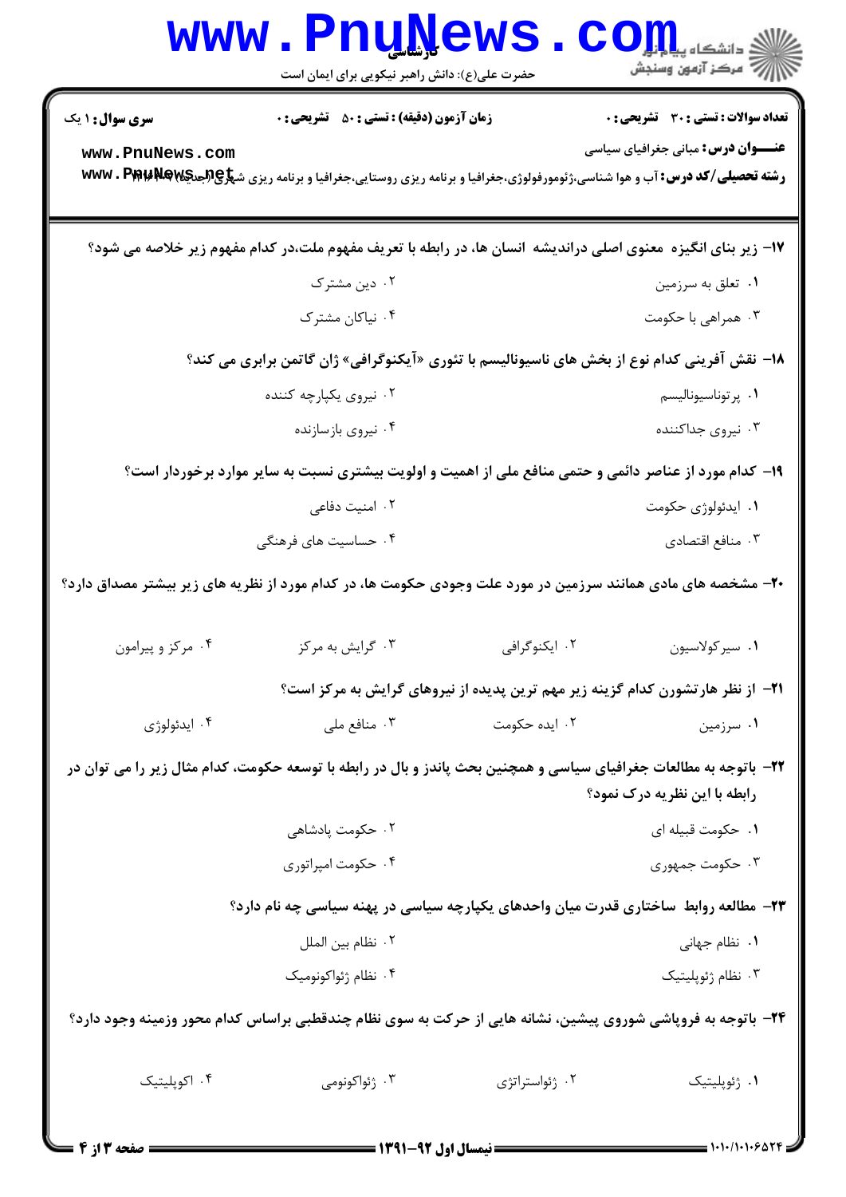**سری سوال:** ۱ یک

**زمان آزمون (دقیقه) : تستی : ۵۰ تشریحی : ۰**

**تعداد سوالات : تستی : ۳۰ تشریحی : ۰**

**عنـــوان درس:** مبانی جغرافیای سیاسی

**رشته تحصیلی/کد درس:** آب و هوا شناسی،ژئومورفولوژی،جغرافیا و برنامه ریزی روستایی،جغرافیا و برنامه ریزی شهری(جدید) ۱۲۱۶۰۴۲

۱۷- زیر بنای انگیزه معنوی اصلی دراندیشه انسان ها، در رابطه با تعریف مفهوم ملت،در کدام مفهوم زیر خلاصه می شود؟

۱. تعلق به سرزمین
۲. دین مشترک
۳. همراهی با حکومت
۴. نیاکان مشترک

۱۸- نقش آفرینی کدام نوع از بخش های ناسیونالیسم با تئوری «آیکنوگرافی» ژان گاتمن برابری می کند؟

۱. پرتوناسیونالیسم
۲. نیروی یکپارچه کننده
۳. نیروی جداکننده
۴. نیروی بازسازنده

۱۹- کدام مورد از عناصر دائمی و حتمی منافع ملی از اهمیت و اولویت بیشتری نسبت به سایر موارد برخوردار است؟

۱. ایدئولوژی حکومت
۲. امنیت دفاعی
۳. منافع اقتصادی
۴. حساسیت های فرهنگی

۲۰- مشخصه های مادی همانند سرزمین در مورد علت وجودی حکومت ها، در کدام مورد از نظریه های زیر بیشتر مصداق دارد؟

۱. سیرکولاسیون
۲. ایکنوگرافی
۳. گرایش به مرکز
۴. مرکز و پیرامون

۲۱- از نظر هارتشورن کدام گزینه زیر مهم ترین پدیده از نیروهای گرایش به مرکز است؟

۱. سرزمین
۲. ایده حکومت
۳. منافع ملی
۴. ایدئولوژی

۲۲- باتوجه به مطالعات جغرافیای سیاسی و همچنین بحث پاندز و بال در رابطه با توسعه حکومت، کدام مثال زیر را می توان در رابطه با این نظریه درک نمود؟

۱. حکومت قبیله ای
۲. حکومت پادشاهی
۳. حکومت جمهوری
۴. حکومت امپراتوری

۲۳- مطالعه روابط ساختاری قدرت میان واحدهای یکپارچه سیاسی در پهنه سیاسی چه نام دارد؟

۱. نظام جهانی
۲. نظام بین الملل
۳. نظام ژئوپلیتیک
۴. نظام ژئواکونومیک

۲۴- باتوجه به فروپاشی شوروی پیشین، نشانه هایی از حرکت به سوی نظام چندقطبی براساس کدام محور وزمینه وجود دارد؟

۱. ژئوپلیتیک
۲. ژئواستراتژی
۳. ژئواکونومی
۴. اکوپلیتیک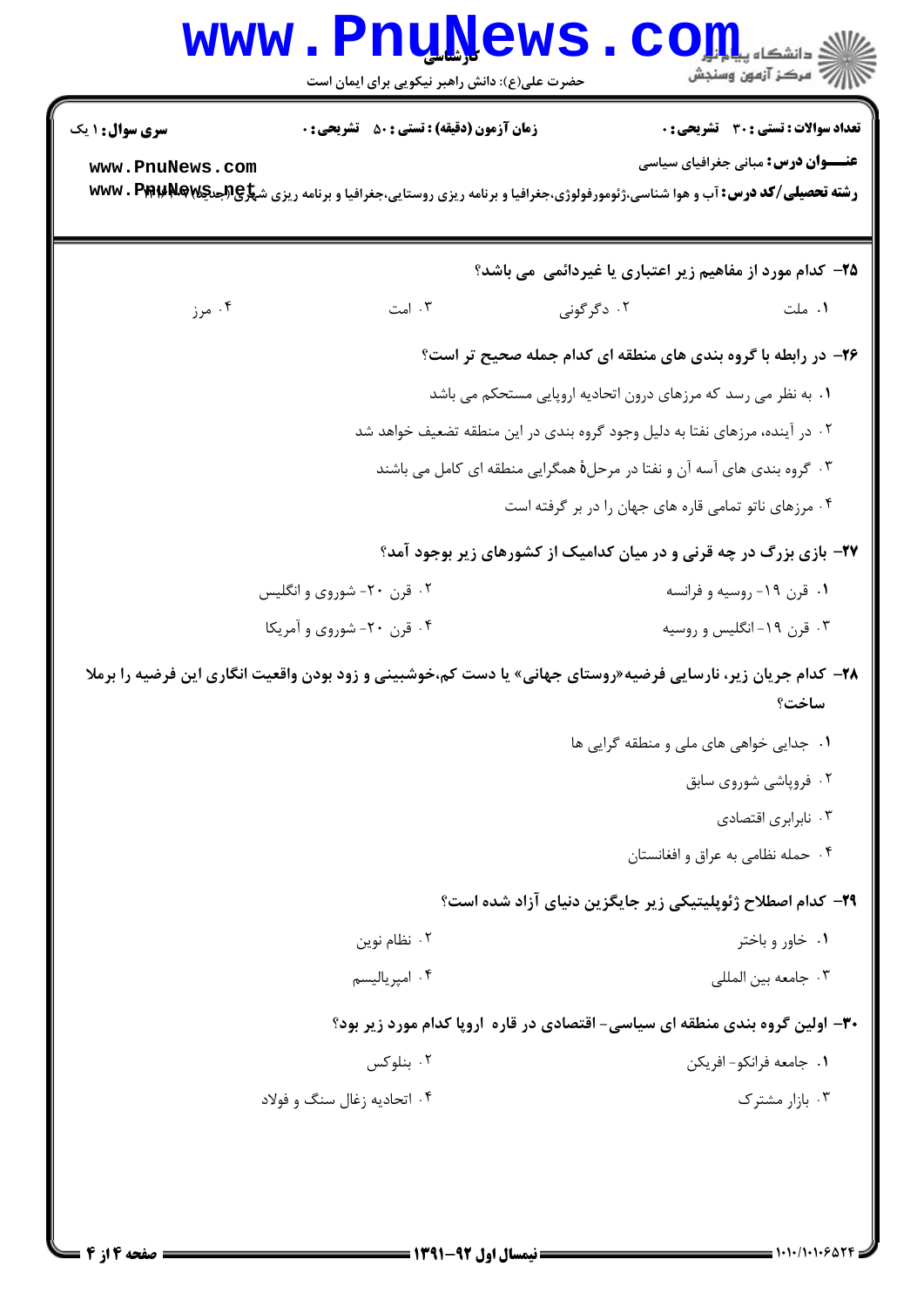۲۵- کدام مورد از مفاهیم زیر اعتباری یا غیردائمی می باشد؟

۱. ملت
۲. دگرگونی
۳. امت
۴. مرز

۲۶- در رابطه با گروه بندی های منطقه ای کدام جمله صحیح تر است؟

۱. به نظر می رسد که مرزهای درون اتحادیه اروپایی مستحکم می باشد
۲. در آینده، مرزهای نفتا به دلیل وجود گروه بندی در این منطقه تضعیف خواهد شد
۳. گروه بندی های آسه آن و نفتا در مرحلهٔ همگرایی منطقه ای کامل می باشند
۴. مرزهای ناتو تمامی قاره های جهان را در بر گرفته است

۲۷- بازی بزرگ در چه قرنی و در میان کدامیک از کشورهای زیر بوجود آمد؟

۱. قرن ۱۹- روسیه و فرانسه
۲. قرن ۲۰- شوروی و انگلیس
۳. قرن ۱۹- انگلیس و روسیه
۴. قرن ۲۰- شوروی و آمریکا

۲۸- کدام جریان زیر، نارسایی فرضیه«روستای جهانی» یا دست کم،خوشبینی و زود بودن واقعیت انگاری این فرضیه را برملا ساخت؟

۱. جدایی خواهی های ملی و منطقه گرایی ها
۲. فروپاشی شوروی سابق
۳. نابرابری اقتصادی
۴. حمله نظامی به عراق و افغانستان

۲۹- کدام اصطلاح ژئوپلیتیکی زیر جایگزین دنیای آزاد شده است؟

۱. خاور و باختر
۲. نظام نوین
۳. جامعه بین المللی
۴. امپریالیسم

۳۰- اولین گروه بندی منطقه ای سیاسی- اقتصادی در قاره اروپا کدام مورد زیر بود؟

۱. جامعه فرانکو- افریکن
۲. بنلوکس
۳. بازار مشترک
۴. اتحادیه زغال سنگ و فولاد